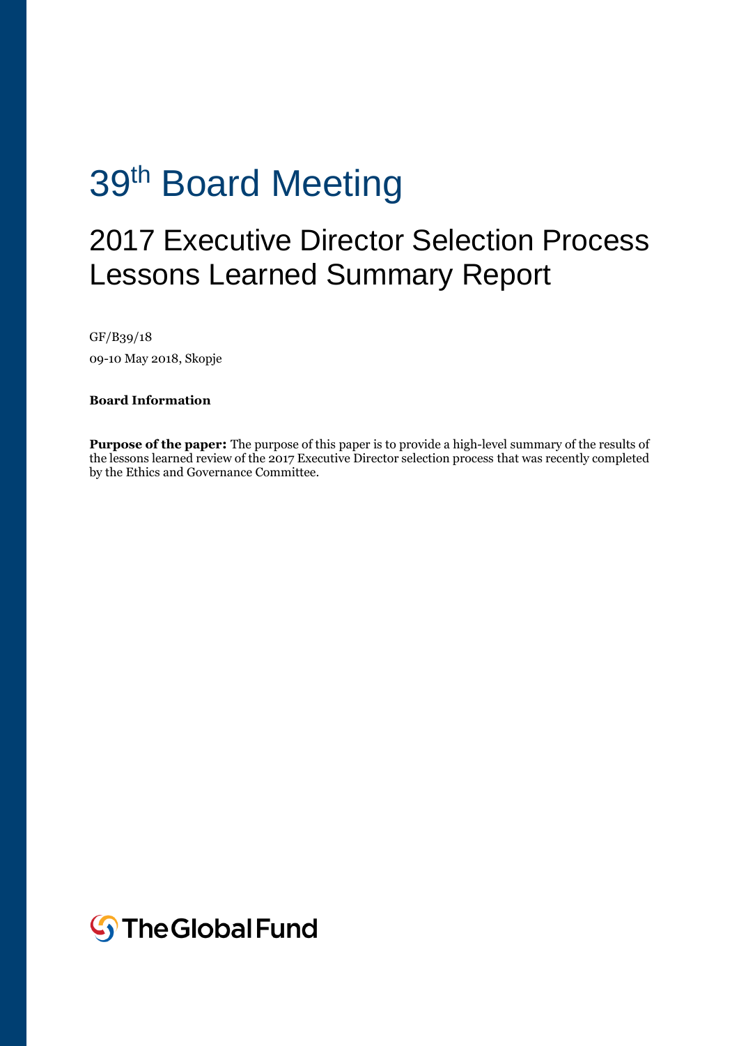# 39th Board Meeting

## 2017 Executive Director Selection Process Lessons Learned Summary Report

GF/B39/18

09-10 May 2018, Skopje

**Board Information**

**Purpose of the paper:** The purpose of this paper is to provide a high-level summary of the results of the lessons learned review of the 2017 Executive Director selection process that was recently completed by the Ethics and Governance Committee.

The Global Fund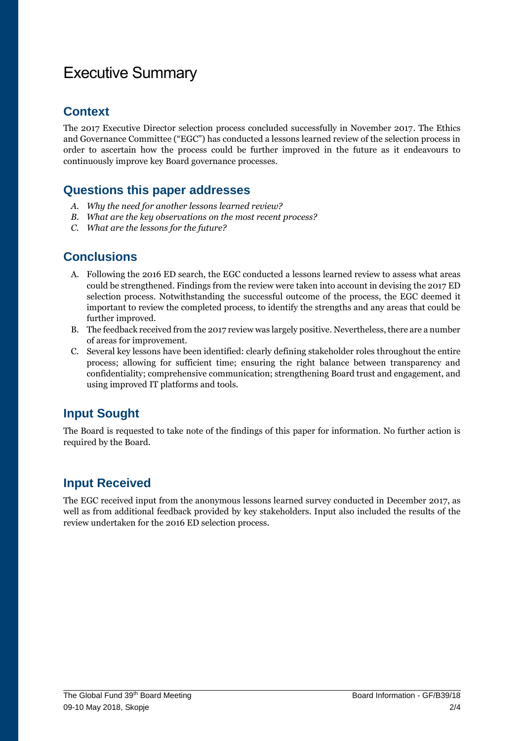# Executive Summary

## Context

The 2017 Executive Director selection process concluded successfully in November 2017. The Ethics and Governance Committee ("EGC") has conducted a lessons learned review of the selection process in order to ascertain how the process could be further improved in the future as it endeavours to continuously improve key Board governance processes.

## Questions this paper addresses

*A. Why the need for another lessons learned review?*
*B. What are the key observations on the most recent process?*
*C. What are the lessons for the future?*

## Conclusions

A. Following the 2016 ED search, the EGC conducted a lessons learned review to assess what areas could be strengthened. Findings from the review were taken into account in devising the 2017 ED selection process. Notwithstanding the successful outcome of the process, the EGC deemed it important to review the completed process, to identify the strengths and any areas that could be further improved.

B. The feedback received from the 2017 review was largely positive. Nevertheless, there are a number of areas for improvement.

C. Several key lessons have been identified: clearly defining stakeholder roles throughout the entire process; allowing for sufficient time; ensuring the right balance between transparency and confidentiality; comprehensive communication; strengthening Board trust and engagement, and using improved IT platforms and tools.

## Input Sought

The Board is requested to take note of the findings of this paper for information. No further action is required by the Board.

## Input Received

The EGC received input from the anonymous lessons learned survey conducted in December 2017, as well as from additional feedback provided by key stakeholders. Input also included the results of the review undertaken for the 2016 ED selection process.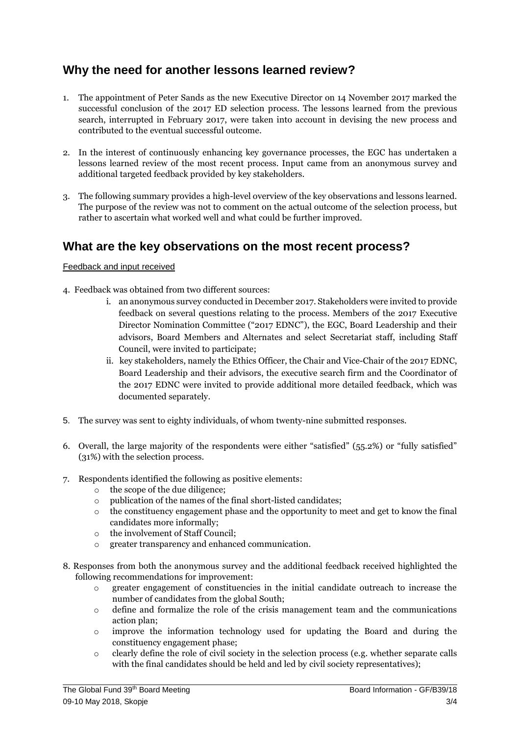## Why the need for another lessons learned review?

1. The appointment of Peter Sands as the new Executive Director on 14 November 2017 marked the successful conclusion of the 2017 ED selection process. The lessons learned from the previous search, interrupted in February 2017, were taken into account in devising the new process and contributed to the eventual successful outcome.

2. In the interest of continuously enhancing key governance processes, the EGC has undertaken a lessons learned review of the most recent process. Input came from an anonymous survey and additional targeted feedback provided by key stakeholders.

3. The following summary provides a high-level overview of the key observations and lessons learned. The purpose of the review was not to comment on the actual outcome of the selection process, but rather to ascertain what worked well and what could be further improved.

## What are the key observations on the most recent process?

Feedback and input received

4. Feedback was obtained from two different sources:
   i. an anonymous survey conducted in December 2017. Stakeholders were invited to provide feedback on several questions relating to the process. Members of the 2017 Executive Director Nomination Committee ("2017 EDNC"), the EGC, Board Leadership and their advisors, Board Members and Alternates and select Secretariat staff, including Staff Council, were invited to participate;
   ii. key stakeholders, namely the Ethics Officer, the Chair and Vice-Chair of the 2017 EDNC, Board Leadership and their advisors, the executive search firm and the Coordinator of the 2017 EDNC were invited to provide additional more detailed feedback, which was documented separately.

5. The survey was sent to eighty individuals, of whom twenty-nine submitted responses.

6. Overall, the large majority of the respondents were either "satisfied" (55.2%) or "fully satisfied" (31%) with the selection process.

7. Respondents identified the following as positive elements:
   - the scope of the due diligence;
   - publication of the names of the final short-listed candidates;
   - the constituency engagement phase and the opportunity to meet and get to know the final candidates more informally;
   - the involvement of Staff Council;
   - greater transparency and enhanced communication.

8. Responses from both the anonymous survey and the additional feedback received highlighted the following recommendations for improvement:
   - greater engagement of constituencies in the initial candidate outreach to increase the number of candidates from the global South;
   - define and formalize the role of the crisis management team and the communications action plan;
   - improve the information technology used for updating the Board and during the constituency engagement phase;
   - clearly define the role of civil society in the selection process (e.g. whether separate calls with the final candidates should be held and led by civil society representatives);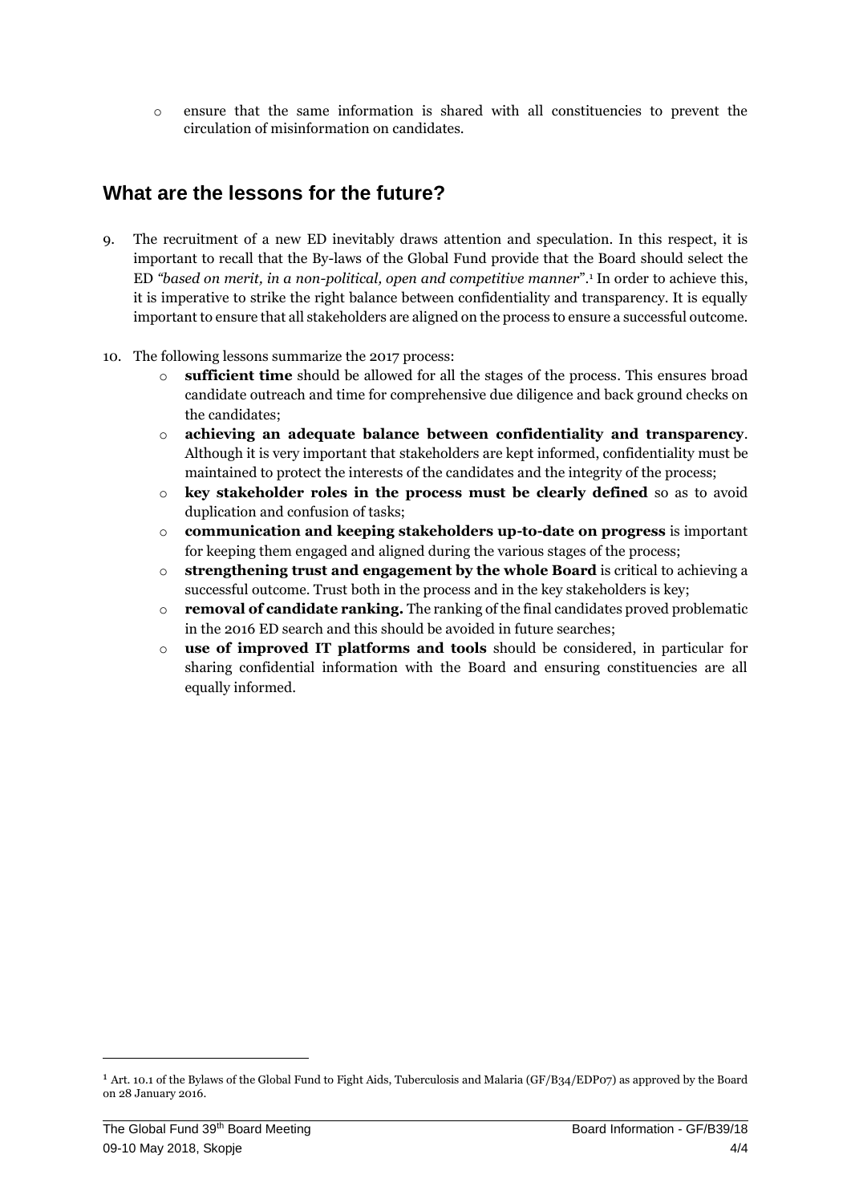- ensure that the same information is shared with all constituencies to prevent the circulation of misinformation on candidates.

## What are the lessons for the future?

9. The recruitment of a new ED inevitably draws attention and speculation. In this respect, it is important to recall that the By-laws of the Global Fund provide that the Board should select the ED *"based on merit, in a non-political, open and competitive manner"*.[1] In order to achieve this, it is imperative to strike the right balance between confidentiality and transparency. It is equally important to ensure that all stakeholders are aligned on the process to ensure a successful outcome.

10. The following lessons summarize the 2017 process:
    - **sufficient time** should be allowed for all the stages of the process. This ensures broad candidate outreach and time for comprehensive due diligence and back ground checks on the candidates;
    - **achieving an adequate balance between confidentiality and transparency**. Although it is very important that stakeholders are kept informed, confidentiality must be maintained to protect the interests of the candidates and the integrity of the process;
    - **key stakeholder roles in the process must be clearly defined** so as to avoid duplication and confusion of tasks;
    - **communication and keeping stakeholders up-to-date on progress** is important for keeping them engaged and aligned during the various stages of the process;
    - **strengthening trust and engagement by the whole Board** is critical to achieving a successful outcome. Trust both in the process and in the key stakeholders is key;
    - **removal of candidate ranking.** The ranking of the final candidates proved problematic in the 2016 ED search and this should be avoided in future searches;
    - **use of improved IT platforms and tools** should be considered, in particular for sharing confidential information with the Board and ensuring constituencies are all equally informed.

[1] Art. 10.1 of the Bylaws of the Global Fund to Fight Aids, Tuberculosis and Malaria (GF/B34/EDP07) as approved by the Board on 28 January 2016.